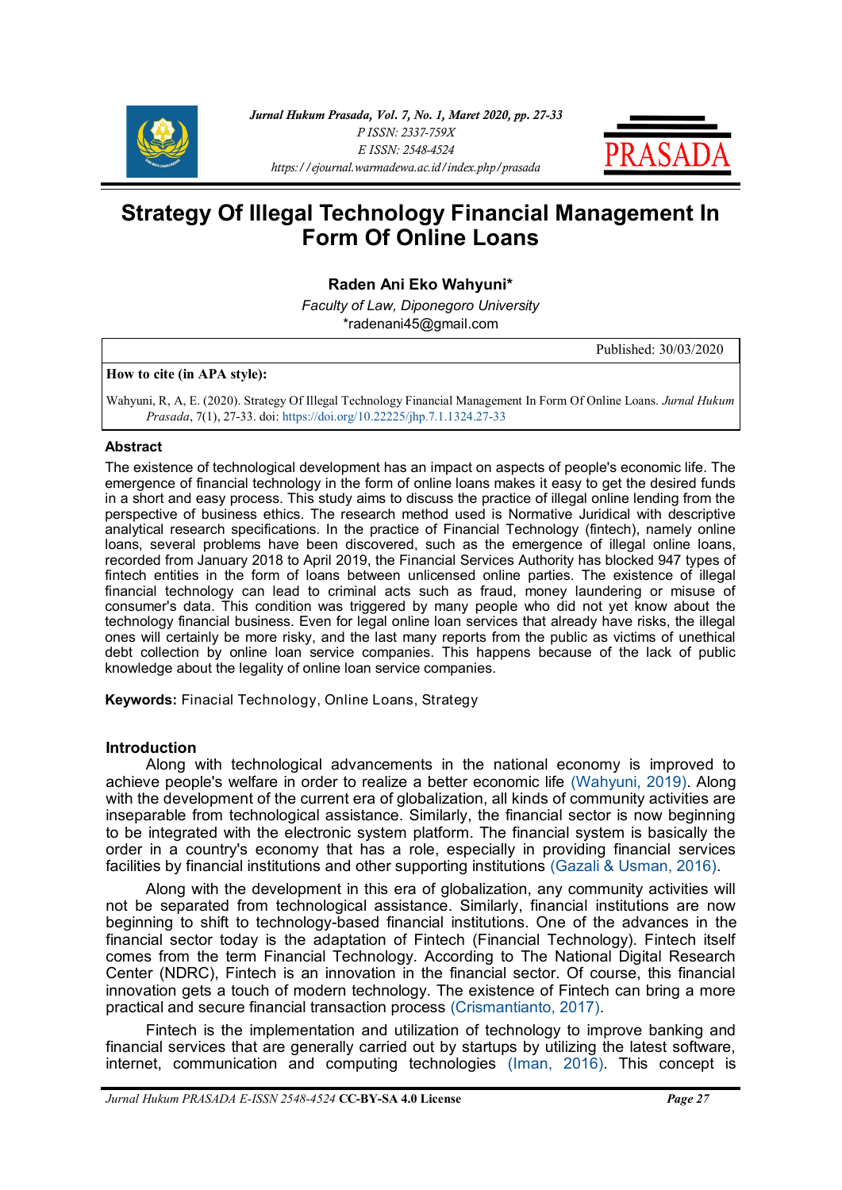# Strategy Of Illegal Technology Financial Management In Form Of Online Loans

**Raden Ani Eko Wahyuni***

*Faculty of Law, Diponegoro University*

*radenani45@gmail.com

Published: 30/03/2020

**How to cite (in APA style):**

Wahyuni, R, A, E. (2020). Strategy Of Illegal Technology Financial Management In Form Of Online Loans. *Jurnal Hukum Prasada*, 7(1), 27-33. doi: https://doi.org/10.22225/jhp.7.1.1324.27-33

## Abstract

The existence of technological development has an impact on aspects of people's economic life. The emergence of financial technology in the form of online loans makes it easy to get the desired funds in a short and easy process. This study aims to discuss the practice of illegal online lending from the perspective of business ethics. The research method used is Normative Juridical with descriptive analytical research specifications. In the practice of Financial Technology (fintech), namely online loans, several problems have been discovered, such as the emergence of illegal online loans, recorded from January 2018 to April 2019, the Financial Services Authority has blocked 947 types of fintech entities in the form of loans between unlicensed online parties. The existence of illegal financial technology can lead to criminal acts such as fraud, money laundering or misuse of consumer's data. This condition was triggered by many people who did not yet know about the technology financial business. Even for legal online loan services that already have risks, the illegal ones will certainly be more risky, and the last many reports from the public as victims of unethical debt collection by online loan service companies. This happens because of the lack of public knowledge about the legality of online loan service companies.

**Keywords:** Finacial Technology, Online Loans, Strategy

## Introduction

Along with technological advancements in the national economy is improved to achieve people's welfare in order to realize a better economic life (Wahyuni, 2019). Along with the development of the current era of globalization, all kinds of community activities are inseparable from technological assistance. Similarly, the financial sector is now beginning to be integrated with the electronic system platform. The financial system is basically the order in a country's economy that has a role, especially in providing financial services facilities by financial institutions and other supporting institutions (Gazali & Usman, 2016).

Along with the development in this era of globalization, any community activities will not be separated from technological assistance. Similarly, financial institutions are now beginning to shift to technology-based financial institutions. One of the advances in the financial sector today is the adaptation of Fintech (Financial Technology). Fintech itself comes from the term Financial Technology. According to The National Digital Research Center (NDRC), Fintech is an innovation in the financial sector. Of course, this financial innovation gets a touch of modern technology. The existence of Fintech can bring a more practical and secure financial transaction process (Crismantianto, 2017).

Fintech is the implementation and utilization of technology to improve banking and financial services that are generally carried out by startups by utilizing the latest software, internet, communication and computing technologies (Iman, 2016). This concept is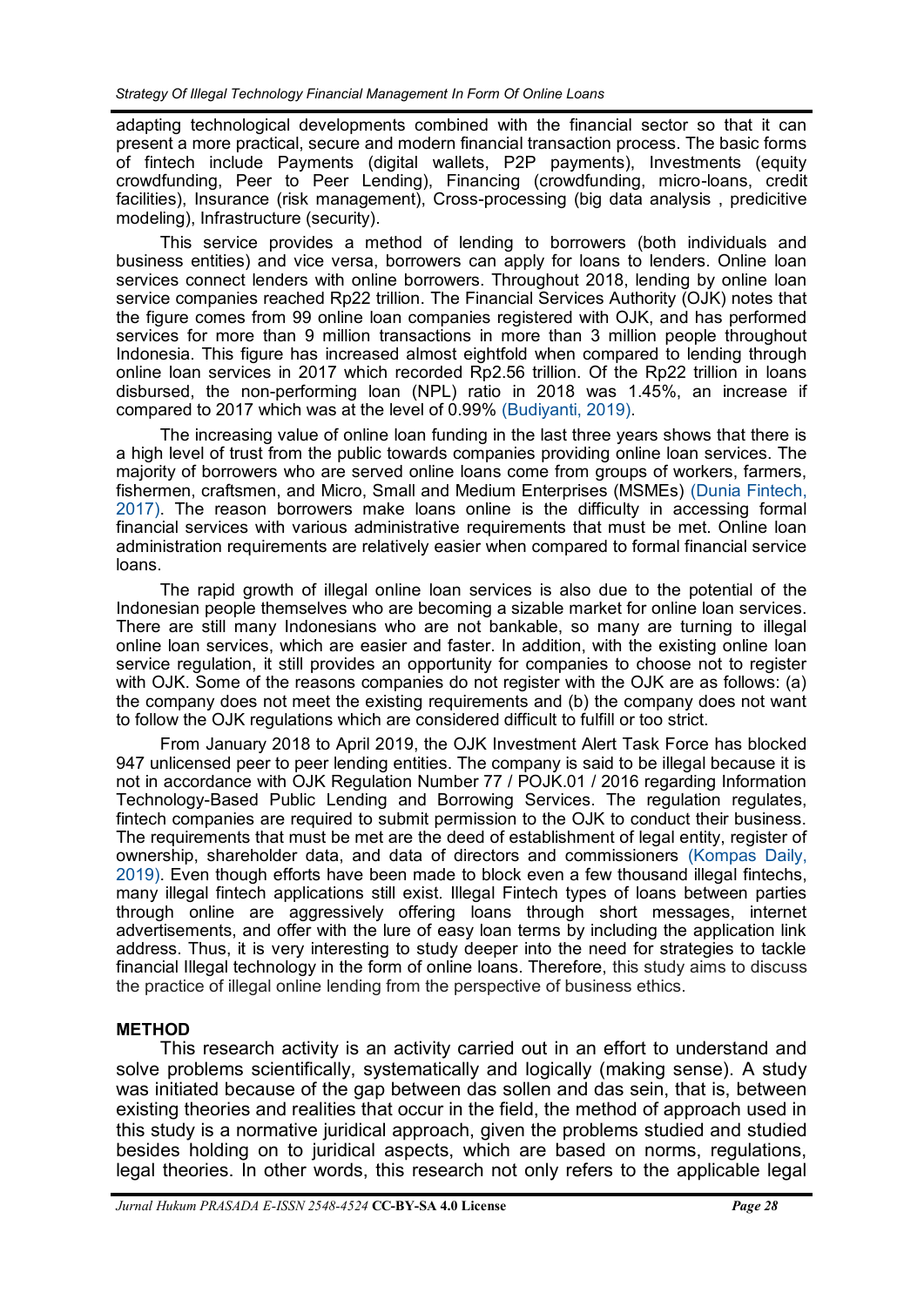adapting technological developments combined with the financial sector so that it can present a more practical, secure and modern financial transaction process. The basic forms of fintech include Payments (digital wallets, P2P payments), Investments (equity crowdfunding, Peer to Peer Lending), Financing (crowdfunding, micro-loans, credit facilities), Insurance (risk management), Cross-processing (big data analysis , predicitive modeling), Infrastructure (security).

This service provides a method of lending to borrowers (both individuals and business entities) and vice versa, borrowers can apply for loans to lenders. Online loan services connect lenders with online borrowers. Throughout 2018, lending by online loan service companies reached Rp22 trillion. The Financial Services Authority (OJK) notes that the figure comes from 99 online loan companies registered with OJK, and has performed services for more than 9 million transactions in more than 3 million people throughout Indonesia. This figure has increased almost eightfold when compared to lending through online loan services in 2017 which recorded Rp2.56 trillion. Of the Rp22 trillion in loans disbursed, the non-performing loan (NPL) ratio in 2018 was 1.45%, an increase if compared to 2017 which was at the level of 0.99% (Budiyanti, 2019).

The increasing value of online loan funding in the last three years shows that there is a high level of trust from the public towards companies providing online loan services. The majority of borrowers who are served online loans come from groups of workers, farmers, fishermen, craftsmen, and Micro, Small and Medium Enterprises (MSMEs) (Dunia Fintech, 2017). The reason borrowers make loans online is the difficulty in accessing formal financial services with various administrative requirements that must be met. Online loan administration requirements are relatively easier when compared to formal financial service loans.

The rapid growth of illegal online loan services is also due to the potential of the Indonesian people themselves who are becoming a sizable market for online loan services. There are still many Indonesians who are not bankable, so many are turning to illegal online loan services, which are easier and faster. In addition, with the existing online loan service regulation, it still provides an opportunity for companies to choose not to register with OJK. Some of the reasons companies do not register with the OJK are as follows: (a) the company does not meet the existing requirements and (b) the company does not want to follow the OJK regulations which are considered difficult to fulfill or too strict.

From January 2018 to April 2019, the OJK Investment Alert Task Force has blocked 947 unlicensed peer to peer lending entities. The company is said to be illegal because it is not in accordance with OJK Regulation Number 77 / POJK.01 / 2016 regarding Information Technology-Based Public Lending and Borrowing Services. The regulation regulates, fintech companies are required to submit permission to the OJK to conduct their business. The requirements that must be met are the deed of establishment of legal entity, register of ownership, shareholder data, and data of directors and commissioners (Kompas Daily, 2019). Even though efforts have been made to block even a few thousand illegal fintechs, many illegal fintech applications still exist. Illegal Fintech types of loans between parties through online are aggressively offering loans through short messages, internet advertisements, and offer with the lure of easy loan terms by including the application link address. Thus, it is very interesting to study deeper into the need for strategies to tackle financial Illegal technology in the form of online loans. Therefore, this study aims to discuss the practice of illegal online lending from the perspective of business ethics.

## METHOD

This research activity is an activity carried out in an effort to understand and solve problems scientifically, systematically and logically (making sense). A study was initiated because of the gap between das sollen and das sein, that is, between existing theories and realities that occur in the field, the method of approach used in this study is a normative juridical approach, given the problems studied and studied besides holding on to juridical aspects, which are based on norms, regulations, legal theories. In other words, this research not only refers to the applicable legal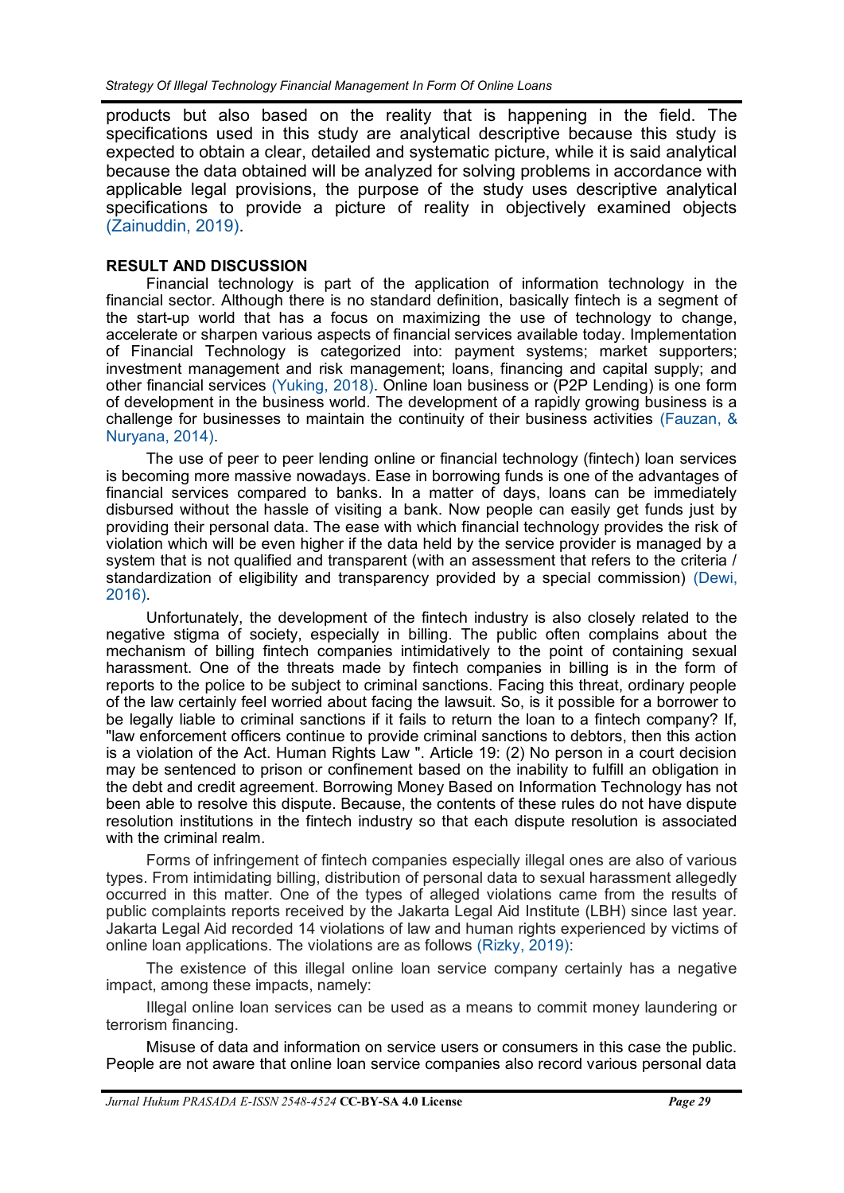products but also based on the reality that is happening in the field. The specifications used in this study are analytical descriptive because this study is expected to obtain a clear, detailed and systematic picture, while it is said analytical because the data obtained will be analyzed for solving problems in accordance with applicable legal provisions, the purpose of the study uses descriptive analytical specifications to provide a picture of reality in objectively examined objects (Zainuddin, 2019).

## RESULT AND DISCUSSION

Financial technology is part of the application of information technology in the financial sector. Although there is no standard definition, basically fintech is a segment of the start-up world that has a focus on maximizing the use of technology to change, accelerate or sharpen various aspects of financial services available today. Implementation of Financial Technology is categorized into: payment systems; market supporters; investment management and risk management; loans, financing and capital supply; and other financial services (Yuking, 2018). Online loan business or (P2P Lending) is one form of development in the business world. The development of a rapidly growing business is a challenge for businesses to maintain the continuity of their business activities (Fauzan, & Nuryana, 2014).

The use of peer to peer lending online or financial technology (fintech) loan services is becoming more massive nowadays. Ease in borrowing funds is one of the advantages of financial services compared to banks. In a matter of days, loans can be immediately disbursed without the hassle of visiting a bank. Now people can easily get funds just by providing their personal data. The ease with which financial technology provides the risk of violation which will be even higher if the data held by the service provider is managed by a system that is not qualified and transparent (with an assessment that refers to the criteria / standardization of eligibility and transparency provided by a special commission) (Dewi, 2016).

Unfortunately, the development of the fintech industry is also closely related to the negative stigma of society, especially in billing. The public often complains about the mechanism of billing fintech companies intimidatively to the point of containing sexual harassment. One of the threats made by fintech companies in billing is in the form of reports to the police to be subject to criminal sanctions. Facing this threat, ordinary people of the law certainly feel worried about facing the lawsuit. So, is it possible for a borrower to be legally liable to criminal sanctions if it fails to return the loan to a fintech company? If, "law enforcement officers continue to provide criminal sanctions to debtors, then this action is a violation of the Act. Human Rights Law ". Article 19: (2) No person in a court decision may be sentenced to prison or confinement based on the inability to fulfill an obligation in the debt and credit agreement. Borrowing Money Based on Information Technology has not been able to resolve this dispute. Because, the contents of these rules do not have dispute resolution institutions in the fintech industry so that each dispute resolution is associated with the criminal realm.

Forms of infringement of fintech companies especially illegal ones are also of various types. From intimidating billing, distribution of personal data to sexual harassment allegedly occurred in this matter. One of the types of alleged violations came from the results of public complaints reports received by the Jakarta Legal Aid Institute (LBH) since last year. Jakarta Legal Aid recorded 14 violations of law and human rights experienced by victims of online loan applications. The violations are as follows (Rizky, 2019):

The existence of this illegal online loan service company certainly has a negative impact, among these impacts, namely:

Illegal online loan services can be used as a means to commit money laundering or terrorism financing.

Misuse of data and information on service users or consumers in this case the public. People are not aware that online loan service companies also record various personal data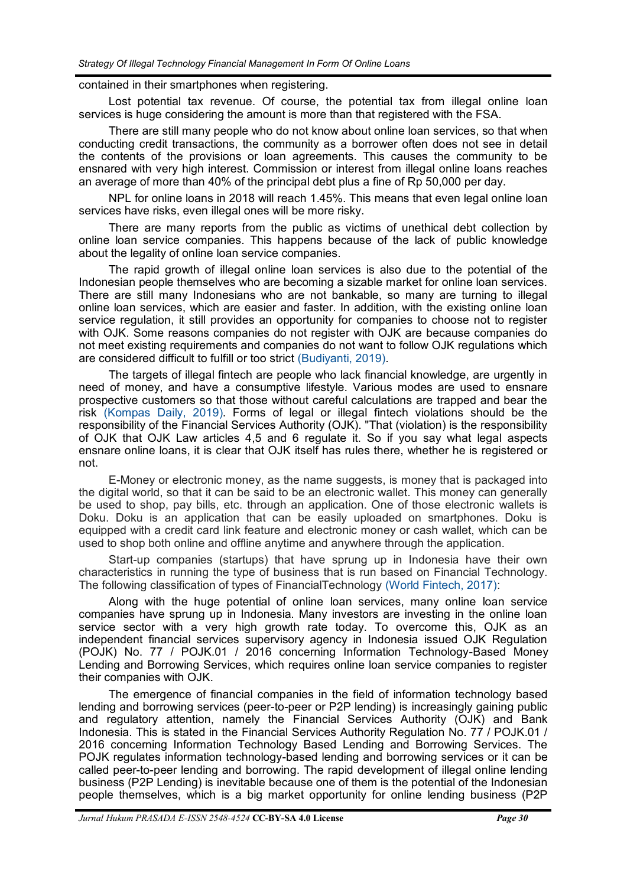contained in their smartphones when registering.

Lost potential tax revenue. Of course, the potential tax from illegal online loan services is huge considering the amount is more than that registered with the FSA.

There are still many people who do not know about online loan services, so that when conducting credit transactions, the community as a borrower often does not see in detail the contents of the provisions or loan agreements. This causes the community to be ensnared with very high interest. Commission or interest from illegal online loans reaches an average of more than 40% of the principal debt plus a fine of Rp 50,000 per day.

NPL for online loans in 2018 will reach 1.45%. This means that even legal online loan services have risks, even illegal ones will be more risky.

There are many reports from the public as victims of unethical debt collection by online loan service companies. This happens because of the lack of public knowledge about the legality of online loan service companies.

The rapid growth of illegal online loan services is also due to the potential of the Indonesian people themselves who are becoming a sizable market for online loan services. There are still many Indonesians who are not bankable, so many are turning to illegal online loan services, which are easier and faster. In addition, with the existing online loan service regulation, it still provides an opportunity for companies to choose not to register with OJK. Some reasons companies do not register with OJK are because companies do not meet existing requirements and companies do not want to follow OJK regulations which are considered difficult to fulfill or too strict (Budiyanti, 2019).

The targets of illegal fintech are people who lack financial knowledge, are urgently in need of money, and have a consumptive lifestyle. Various modes are used to ensnare prospective customers so that those without careful calculations are trapped and bear the risk (Kompas Daily, 2019). Forms of legal or illegal fintech violations should be the responsibility of the Financial Services Authority (OJK). "That (violation) is the responsibility of OJK that OJK Law articles 4,5 and 6 regulate it. So if you say what legal aspects ensnare online loans, it is clear that OJK itself has rules there, whether he is registered or not.

E-Money or electronic money, as the name suggests, is money that is packaged into the digital world, so that it can be said to be an electronic wallet. This money can generally be used to shop, pay bills, etc. through an application. One of those electronic wallets is Doku. Doku is an application that can be easily uploaded on smartphones. Doku is equipped with a credit card link feature and electronic money or cash wallet, which can be used to shop both online and offline anytime and anywhere through the application.

Start-up companies (startups) that have sprung up in Indonesia have their own characteristics in running the type of business that is run based on Financial Technology. The following classification of types of FinancialTechnology (World Fintech, 2017):

Along with the huge potential of online loan services, many online loan service companies have sprung up in Indonesia. Many investors are investing in the online loan service sector with a very high growth rate today. To overcome this, OJK as an independent financial services supervisory agency in Indonesia issued OJK Regulation (POJK) No. 77 / POJK.01 / 2016 concerning Information Technology-Based Money Lending and Borrowing Services, which requires online loan service companies to register their companies with OJK.

The emergence of financial companies in the field of information technology based lending and borrowing services (peer-to-peer or P2P lending) is increasingly gaining public and regulatory attention, namely the Financial Services Authority (OJK) and Bank Indonesia. This is stated in the Financial Services Authority Regulation No. 77 / POJK.01 / 2016 concerning Information Technology Based Lending and Borrowing Services. The POJK regulates information technology-based lending and borrowing services or it can be called peer-to-peer lending and borrowing. The rapid development of illegal online lending business (P2P Lending) is inevitable because one of them is the potential of the Indonesian people themselves, which is a big market opportunity for online lending business (P2P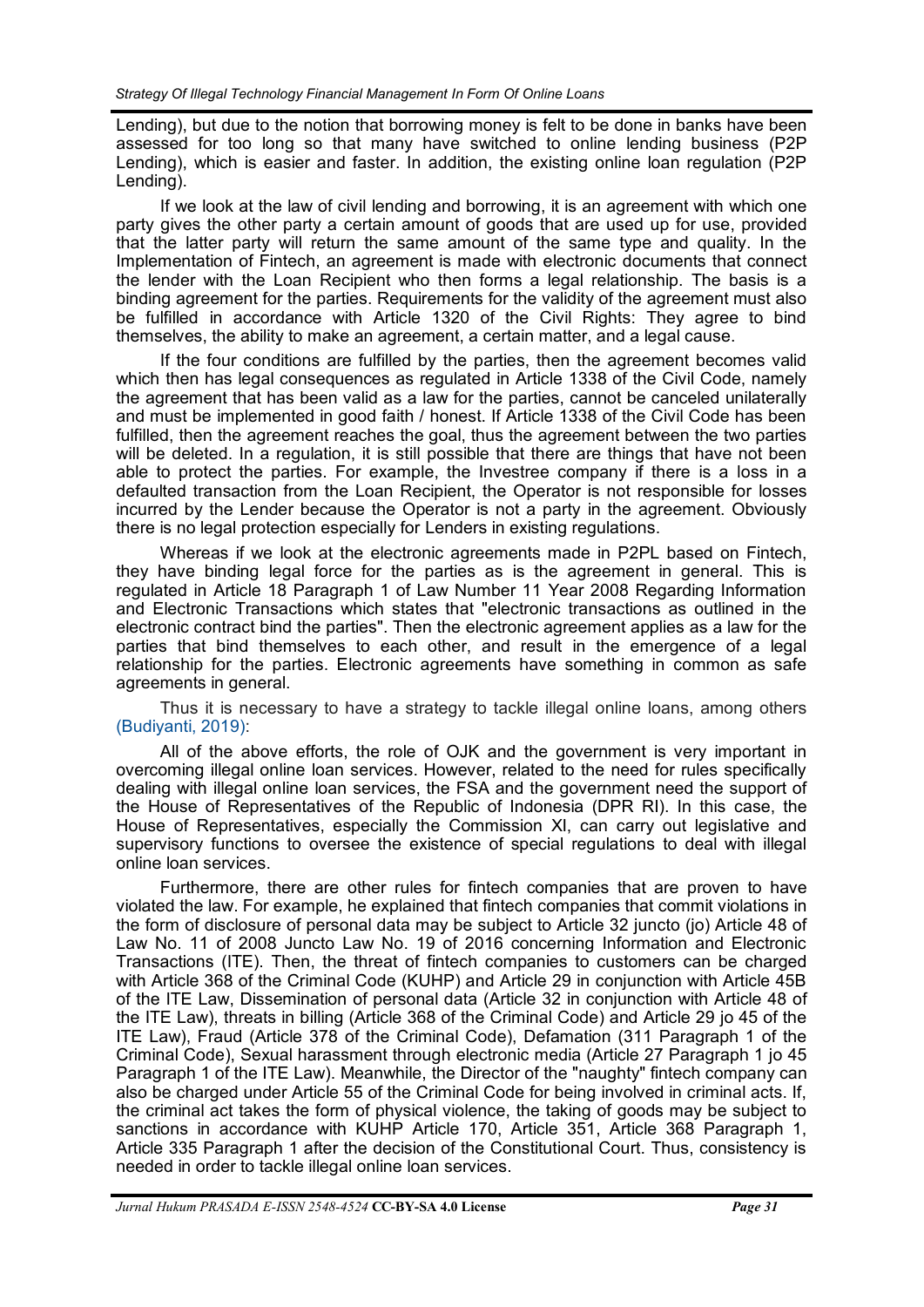Lending), but due to the notion that borrowing money is felt to be done in banks have been assessed for too long so that many have switched to online lending business (P2P Lending), which is easier and faster. In addition, the existing online loan regulation (P2P Lending).

If we look at the law of civil lending and borrowing, it is an agreement with which one party gives the other party a certain amount of goods that are used up for use, provided that the latter party will return the same amount of the same type and quality. In the Implementation of Fintech, an agreement is made with electronic documents that connect the lender with the Loan Recipient who then forms a legal relationship. The basis is a binding agreement for the parties. Requirements for the validity of the agreement must also be fulfilled in accordance with Article 1320 of the Civil Rights: They agree to bind themselves, the ability to make an agreement, a certain matter, and a legal cause.

If the four conditions are fulfilled by the parties, then the agreement becomes valid which then has legal consequences as regulated in Article 1338 of the Civil Code, namely the agreement that has been valid as a law for the parties, cannot be canceled unilaterally and must be implemented in good faith / honest. If Article 1338 of the Civil Code has been fulfilled, then the agreement reaches the goal, thus the agreement between the two parties will be deleted. In a regulation, it is still possible that there are things that have not been able to protect the parties. For example, the Investree company if there is a loss in a defaulted transaction from the Loan Recipient, the Operator is not responsible for losses incurred by the Lender because the Operator is not a party in the agreement. Obviously there is no legal protection especially for Lenders in existing regulations.

Whereas if we look at the electronic agreements made in P2PL based on Fintech, they have binding legal force for the parties as is the agreement in general. This is regulated in Article 18 Paragraph 1 of Law Number 11 Year 2008 Regarding Information and Electronic Transactions which states that "electronic transactions as outlined in the electronic contract bind the parties". Then the electronic agreement applies as a law for the parties that bind themselves to each other, and result in the emergence of a legal relationship for the parties. Electronic agreements have something in common as safe agreements in general.

Thus it is necessary to have a strategy to tackle illegal online loans, among others (Budiyanti, 2019):

All of the above efforts, the role of OJK and the government is very important in overcoming illegal online loan services. However, related to the need for rules specifically dealing with illegal online loan services, the FSA and the government need the support of the House of Representatives of the Republic of Indonesia (DPR RI). In this case, the House of Representatives, especially the Commission XI, can carry out legislative and supervisory functions to oversee the existence of special regulations to deal with illegal online loan services.

Furthermore, there are other rules for fintech companies that are proven to have violated the law. For example, he explained that fintech companies that commit violations in the form of disclosure of personal data may be subject to Article 32 juncto (jo) Article 48 of Law No. 11 of 2008 Juncto Law No. 19 of 2016 concerning Information and Electronic Transactions (ITE). Then, the threat of fintech companies to customers can be charged with Article 368 of the Criminal Code (KUHP) and Article 29 in conjunction with Article 45B of the ITE Law, Dissemination of personal data (Article 32 in conjunction with Article 48 of the ITE Law), threats in billing (Article 368 of the Criminal Code) and Article 29 jo 45 of the ITE Law), Fraud (Article 378 of the Criminal Code), Defamation (311 Paragraph 1 of the Criminal Code), Sexual harassment through electronic media (Article 27 Paragraph 1 jo 45 Paragraph 1 of the ITE Law). Meanwhile, the Director of the "naughty" fintech company can also be charged under Article 55 of the Criminal Code for being involved in criminal acts. If, the criminal act takes the form of physical violence, the taking of goods may be subject to sanctions in accordance with KUHP Article 170, Article 351, Article 368 Paragraph 1, Article 335 Paragraph 1 after the decision of the Constitutional Court. Thus, consistency is needed in order to tackle illegal online loan services.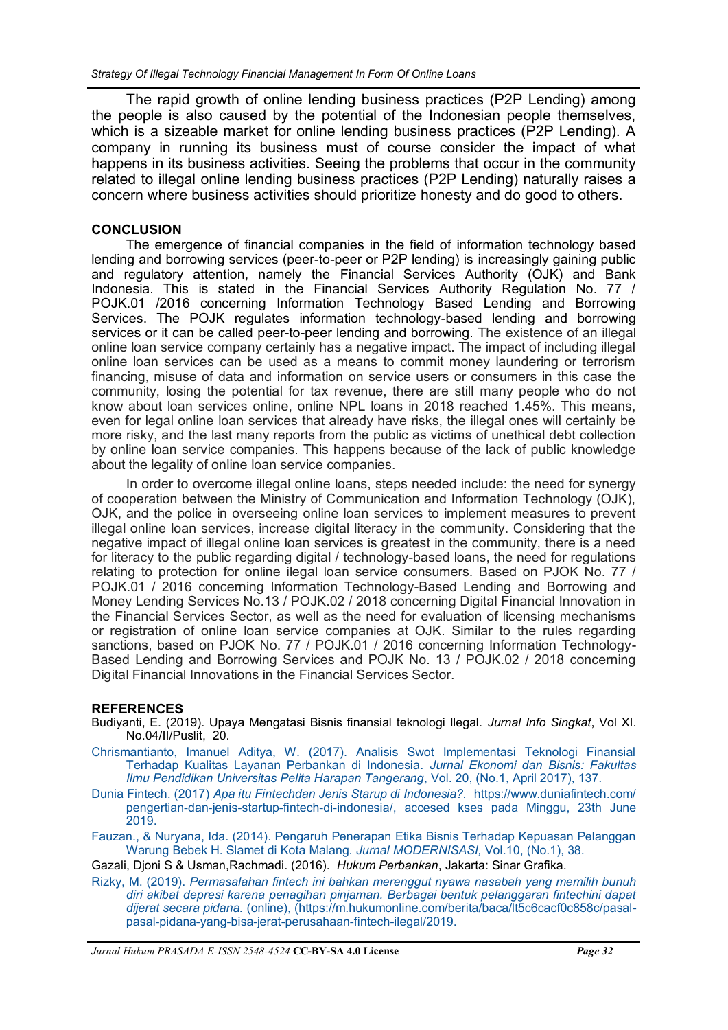The rapid growth of online lending business practices (P2P Lending) among the people is also caused by the potential of the Indonesian people themselves, which is a sizeable market for online lending business practices (P2P Lending). A company in running its business must of course consider the impact of what happens in its business activities. Seeing the problems that occur in the community related to illegal online lending business practices (P2P Lending) naturally raises a concern where business activities should prioritize honesty and do good to others.

## CONCLUSION

The emergence of financial companies in the field of information technology based lending and borrowing services (peer-to-peer or P2P lending) is increasingly gaining public and regulatory attention, namely the Financial Services Authority (OJK) and Bank Indonesia. This is stated in the Financial Services Authority Regulation No. 77 / POJK.01 /2016 concerning Information Technology Based Lending and Borrowing Services. The POJK regulates information technology-based lending and borrowing services or it can be called peer-to-peer lending and borrowing. The existence of an illegal online loan service company certainly has a negative impact. The impact of including illegal online loan services can be used as a means to commit money laundering or terrorism financing, misuse of data and information on service users or consumers in this case the community, losing the potential for tax revenue, there are still many people who do not know about loan services online, online NPL loans in 2018 reached 1.45%. This means, even for legal online loan services that already have risks, the illegal ones will certainly be more risky, and the last many reports from the public as victims of unethical debt collection by online loan service companies. This happens because of the lack of public knowledge about the legality of online loan service companies.

In order to overcome illegal online loans, steps needed include: the need for synergy of cooperation between the Ministry of Communication and Information Technology (OJK), OJK, and the police in overseeing online loan services to implement measures to prevent illegal online loan services, increase digital literacy in the community. Considering that the negative impact of illegal online loan services is greatest in the community, there is a need for literacy to the public regarding digital / technology-based loans, the need for regulations relating to protection for online ilegal loan service consumers. Based on PJOK No. 77 / POJK.01 / 2016 concerning Information Technology-Based Lending and Borrowing and Money Lending Services No.13 / POJK.02 / 2018 concerning Digital Financial Innovation in the Financial Services Sector, as well as the need for evaluation of licensing mechanisms or registration of online loan service companies at OJK. Similar to the rules regarding sanctions, based on PJOK No. 77 / POJK.01 / 2016 concerning Information Technology-Based Lending and Borrowing Services and POJK No. 13 / POJK.02 / 2018 concerning Digital Financial Innovations in the Financial Services Sector.

## REFERENCES

Budiyanti, E. (2019). Upaya Mengatasi Bisnis finansial teknologi Ilegal. *Jurnal Info Singkat*, Vol XI. No.04/II/Puslit, 20.

Chrismantianto, Imanuel Aditya, W. (2017). Analisis Swot Implementasi Teknologi Finansial Terhadap Kualitas Layanan Perbankan di Indonesia. *Jurnal Ekonomi dan Bisnis: Fakultas Ilmu Pendidikan Universitas Pelita Harapan Tangerang*, Vol. 20, (No.1, April 2017), 137.

Dunia Fintech. (2017) *Apa itu Fintechdan Jenis Starup di Indonesia?*. https://www.duniafintech.com/pengertian-dan-jenis-startup-fintech-di-indonesia/, accesed kses pada Minggu, 23th June 2019.

Fauzan., & Nuryana, Ida. (2014). Pengaruh Penerapan Etika Bisnis Terhadap Kepuasan Pelanggan Warung Bebek H. Slamet di Kota Malang. *Jurnal MODERNISASI,* Vol.10, (No.1), 38.

Gazali, Djoni S & Usman,Rachmadi. (2016). *Hukum Perbankan*, Jakarta: Sinar Grafika.

Rizky, M. (2019). *Permasalahan fintech ini bahkan merenggut nyawa nasabah yang memilih bunuh diri akibat depresi karena penagihan pinjaman. Berbagai bentuk pelanggaran fintechini dapat dijerat secara pidana.* (online), (https://m.hukumonline.com/berita/baca/lt5c6cacf0c858c/pasal-pasal-pidana-yang-bisa-jerat-perusahaan-fintech-ilegal/2019.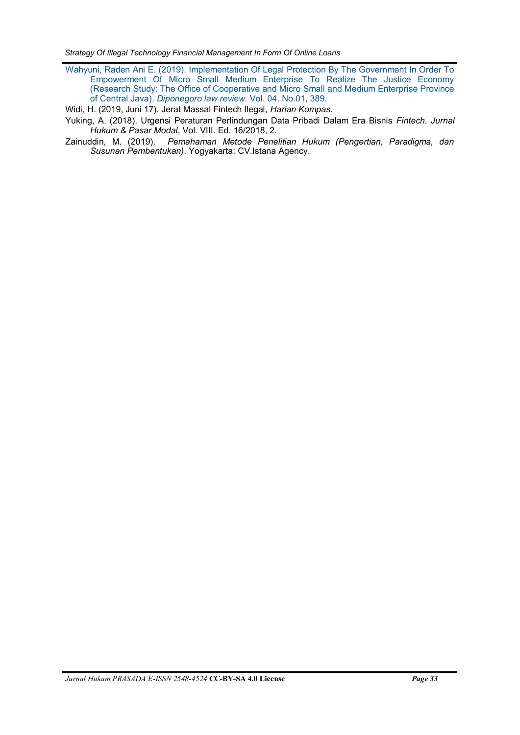Wahyuni, Raden Ani E. (2019). Implementation Of Legal Protection By The Government In Order To Empowerment Of Micro Small Medium Enterprise To Realize The Justice Economy (Research Study: The Office of Cooperative and Micro Small and Medium Enterprise Province of Central Java). *Diponegoro law review.* Vol. 04. No.01, 389.

Widi, H. (2019, Juni 17). Jerat Massal Fintech Ilegal, *Harian Kompas.*

Yuking, A. (2018). Urgensi Peraturan Perlindungan Data Pribadi Dalam Era Bisnis *Fintech. Jurnal Hukum & Pasar Modal*, Vol. VIII. Ed. 16/2018, 2.

Zainuddin, M. (2019). *Pemahaman Metode Penelitian Hukum (Pengertian, Paradigma, dan Susunan Pembentukan)*. Yogyakarta: CV.Istana Agency.